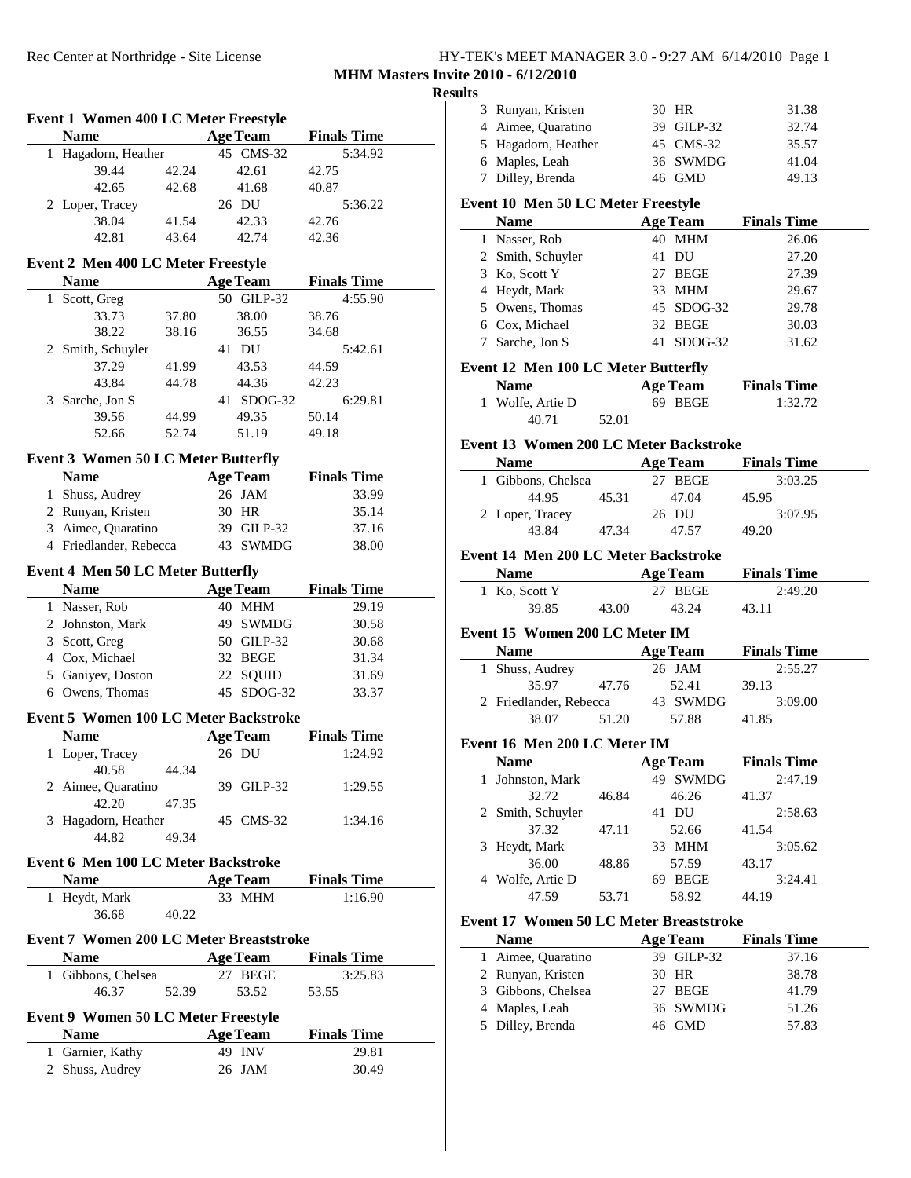# MHM Masters Invite 2010 - 6/12/2010

## Results

### Event 1 Women 400 LC Meter Freestyle

| | Name | Age | Team | Finals Time |
|---|---|---|---|---|
| 1 | Hagadorn, Heather | 45 | CMS-32 | 5:34.92 |
| | 39.44 42.24 42.61 42.75 | | | |
| | 42.65 42.68 41.68 40.87 | | | |
| 2 | Loper, Tracey | 26 | DU | 5:36.22 |
| | 38.04 41.54 42.33 42.76 | | | |
| | 42.81 43.64 42.74 42.36 | | | |

### Event 2 Men 400 LC Meter Freestyle

| | Name | Age | Team | Finals Time |
|---|---|---|---|---|
| 1 | Scott, Greg | 50 | GILP-32 | 4:55.90 |
| | 33.73 37.80 38.00 38.76 | | | |
| | 38.22 38.16 36.55 34.68 | | | |
| 2 | Smith, Schuyler | 41 | DU | 5:42.61 |
| | 37.29 41.99 43.53 44.59 | | | |
| | 43.84 44.78 44.36 42.23 | | | |
| 3 | Sarche, Jon S | 41 | SDOG-32 | 6:29.81 |
| | 39.56 44.99 49.35 50.14 | | | |
| | 52.66 52.74 51.19 49.18 | | | |

### Event 3 Women 50 LC Meter Butterfly

| | Name | Age | Team | Finals Time |
|---|---|---|---|---|
| 1 | Shuss, Audrey | 26 | JAM | 33.99 |
| 2 | Runyan, Kristen | 30 | HR | 35.14 |
| 3 | Aimee, Quaratino | 39 | GILP-32 | 37.16 |
| 4 | Friedlander, Rebecca | 43 | SWMDG | 38.00 |

### Event 4 Men 50 LC Meter Butterfly

| | Name | Age | Team | Finals Time |
|---|---|---|---|---|
| 1 | Nasser, Rob | 40 | MHM | 29.19 |
| 2 | Johnston, Mark | 49 | SWMDG | 30.58 |
| 3 | Scott, Greg | 50 | GILP-32 | 30.68 |
| 4 | Cox, Michael | 32 | BEGE | 31.34 |
| 5 | Ganiyev, Doston | 22 | SQUID | 31.69 |
| 6 | Owens, Thomas | 45 | SDOG-32 | 33.37 |

### Event 5 Women 100 LC Meter Backstroke

| | Name | Age | Team | Finals Time |
|---|---|---|---|---|
| 1 | Loper, Tracey | 26 | DU | 1:24.92 |
| | 40.58 44.34 | | | |
| 2 | Aimee, Quaratino | 39 | GILP-32 | 1:29.55 |
| | 42.20 47.35 | | | |
| 3 | Hagadorn, Heather | 45 | CMS-32 | 1:34.16 |
| | 44.82 49.34 | | | |

### Event 6 Men 100 LC Meter Backstroke

| | Name | Age | Team | Finals Time |
|---|---|---|---|---|
| 1 | Heydt, Mark | 33 | MHM | 1:16.90 |
| | 36.68 40.22 | | | |

### Event 7 Women 200 LC Meter Breaststroke

| | Name | Age | Team | Finals Time |
|---|---|---|---|---|
| 1 | Gibbons, Chelsea | 27 | BEGE | 3:25.83 |
| | 46.37 52.39 53.52 53.55 | | | |

### Event 9 Women 50 LC Meter Freestyle

| | Name | Age | Team | Finals Time |
|---|---|---|---|---|
| 1 | Garnier, Kathy | 49 | INV | 29.81 |
| 2 | Shuss, Audrey | 26 | JAM | 30.49 |
| 3 | Runyan, Kristen | 30 | HR | 31.38 |
| 4 | Aimee, Quaratino | 39 | GILP-32 | 32.74 |
| 5 | Hagadorn, Heather | 45 | CMS-32 | 35.57 |
| 6 | Maples, Leah | 36 | SWMDG | 41.04 |
| 7 | Dilley, Brenda | 46 | GMD | 49.13 |

### Event 10 Men 50 LC Meter Freestyle

| | Name | Age | Team | Finals Time |
|---|---|---|---|---|
| 1 | Nasser, Rob | 40 | MHM | 26.06 |
| 2 | Smith, Schuyler | 41 | DU | 27.20 |
| 3 | Ko, Scott Y | 27 | BEGE | 27.39 |
| 4 | Heydt, Mark | 33 | MHM | 29.67 |
| 5 | Owens, Thomas | 45 | SDOG-32 | 29.78 |
| 6 | Cox, Michael | 32 | BEGE | 30.03 |
| 7 | Sarche, Jon S | 41 | SDOG-32 | 31.62 |

### Event 12 Men 100 LC Meter Butterfly

| | Name | Age | Team | Finals Time |
|---|---|---|---|---|
| 1 | Wolfe, Artie D | 69 | BEGE | 1:32.72 |
| | 40.71 52.01 | | | |

### Event 13 Women 200 LC Meter Backstroke

| | Name | Age | Team | Finals Time |
|---|---|---|---|---|
| 1 | Gibbons, Chelsea | 27 | BEGE | 3:03.25 |
| | 44.95 45.31 47.04 45.95 | | | |
| 2 | Loper, Tracey | 26 | DU | 3:07.95 |
| | 43.84 47.34 47.57 49.20 | | | |

### Event 14 Men 200 LC Meter Backstroke

| | Name | Age | Team | Finals Time |
|---|---|---|---|---|
| 1 | Ko, Scott Y | 27 | BEGE | 2:49.20 |
| | 39.85 43.00 43.24 43.11 | | | |

### Event 15 Women 200 LC Meter IM

| | Name | Age | Team | Finals Time |
|---|---|---|---|---|
| 1 | Shuss, Audrey | 26 | JAM | 2:55.27 |
| | 35.97 47.76 52.41 39.13 | | | |
| 2 | Friedlander, Rebecca | 43 | SWMDG | 3:09.00 |
| | 38.07 51.20 57.88 41.85 | | | |

### Event 16 Men 200 LC Meter IM

| | Name | Age | Team | Finals Time |
|---|---|---|---|---|
| 1 | Johnston, Mark | 49 | SWMDG | 2:47.19 |
| | 32.72 46.84 46.26 41.37 | | | |
| 2 | Smith, Schuyler | 41 | DU | 2:58.63 |
| | 37.32 47.11 52.66 41.54 | | | |
| 3 | Heydt, Mark | 33 | MHM | 3:05.62 |
| | 36.00 48.86 57.59 43.17 | | | |
| 4 | Wolfe, Artie D | 69 | BEGE | 3:24.41 |
| | 47.59 53.71 58.92 44.19 | | | |

### Event 17 Women 50 LC Meter Breaststroke

| | Name | Age | Team | Finals Time |
|---|---|---|---|---|
| 1 | Aimee, Quaratino | 39 | GILP-32 | 37.16 |
| 2 | Runyan, Kristen | 30 | HR | 38.78 |
| 3 | Gibbons, Chelsea | 27 | BEGE | 41.79 |
| 4 | Maples, Leah | 36 | SWMDG | 51.26 |
| 5 | Dilley, Brenda | 46 | GMD | 57.83 |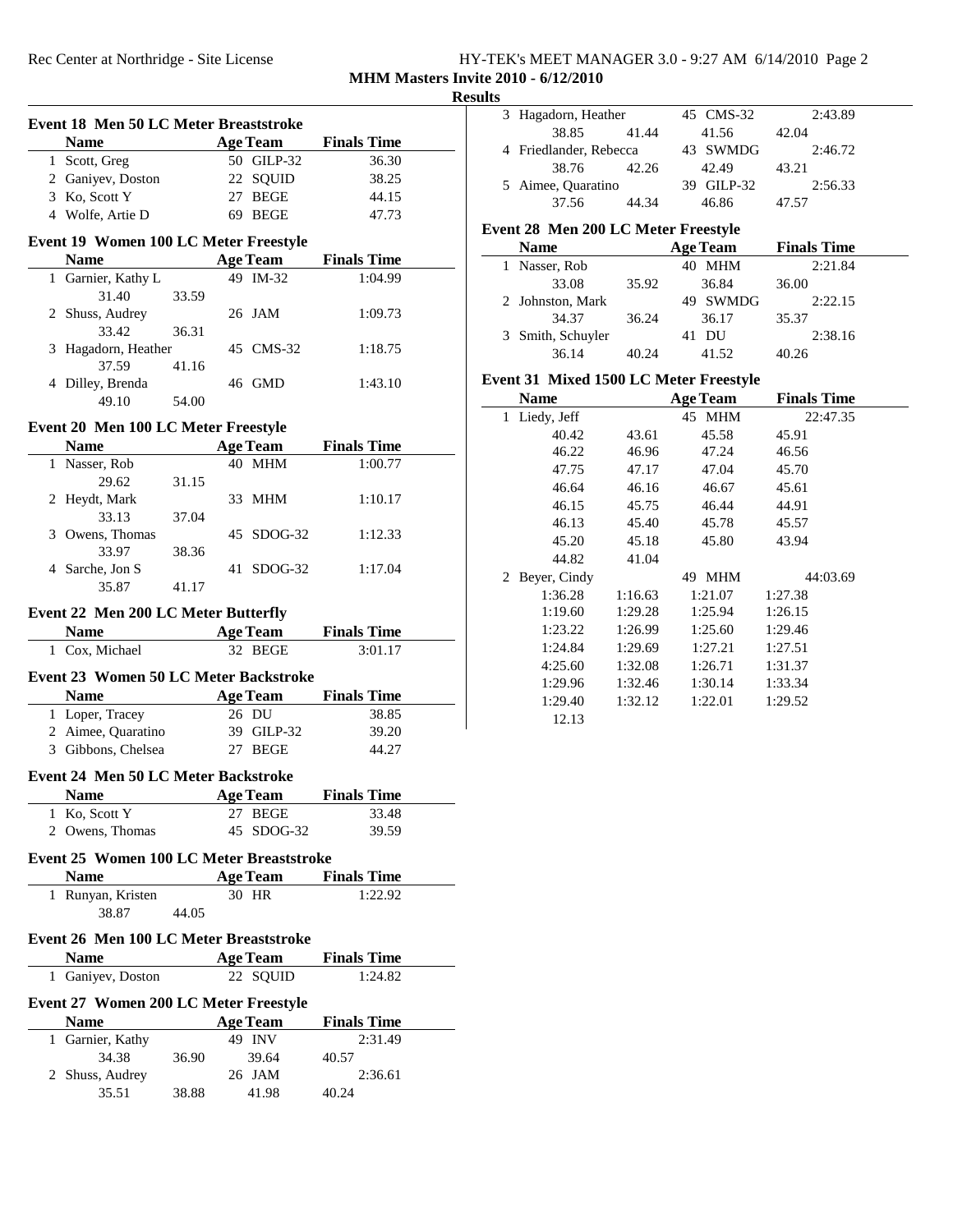## MHM Masters Invite 2010 - 6/12/2010

### Results

### Event 18 Men 50 LC Meter Breaststroke

| | Name | Age | Team | Finals Time |
|---|---|---|---|---|
| 1 | Scott, Greg | 50 | GILP-32 | 36.30 |
| 2 | Ganiyev, Doston | 22 | SQUID | 38.25 |
| 3 | Ko, Scott Y | 27 | BEGE | 44.15 |
| 4 | Wolfe, Artie D | 69 | BEGE | 47.73 |

### Event 19 Women 100 LC Meter Freestyle

| | Name | Age | Team | Finals Time |
|---|---|---|---|---|
| 1 | Garnier, Kathy L | 49 | IM-32 | 1:04.99 |
| | 31.40 33.59 | | | |
| 2 | Shuss, Audrey | 26 | JAM | 1:09.73 |
| | 33.42 36.31 | | | |
| 3 | Hagadorn, Heather | 45 | CMS-32 | 1:18.75 |
| | 37.59 41.16 | | | |
| 4 | Dilley, Brenda | 46 | GMD | 1:43.10 |
| | 49.10 54.00 | | | |

### Event 20 Men 100 LC Meter Freestyle

| | Name | Age | Team | Finals Time |
|---|---|---|---|---|
| 1 | Nasser, Rob | 40 | MHM | 1:00.77 |
| | 29.62 31.15 | | | |
| 2 | Heydt, Mark | 33 | MHM | 1:10.17 |
| | 33.13 37.04 | | | |
| 3 | Owens, Thomas | 45 | SDOG-32 | 1:12.33 |
| | 33.97 38.36 | | | |
| 4 | Sarche, Jon S | 41 | SDOG-32 | 1:17.04 |
| | 35.87 41.17 | | | |

### Event 22 Men 200 LC Meter Butterfly

| | Name | Age | Team | Finals Time |
|---|---|---|---|---|
| 1 | Cox, Michael | 32 | BEGE | 3:01.17 |

### Event 23 Women 50 LC Meter Backstroke

| | Name | Age | Team | Finals Time |
|---|---|---|---|---|
| 1 | Loper, Tracey | 26 | DU | 38.85 |
| 2 | Aimee, Quaratino | 39 | GILP-32 | 39.20 |
| 3 | Gibbons, Chelsea | 27 | BEGE | 44.27 |

### Event 24 Men 50 LC Meter Backstroke

| | Name | Age | Team | Finals Time |
|---|---|---|---|---|
| 1 | Ko, Scott Y | 27 | BEGE | 33.48 |
| 2 | Owens, Thomas | 45 | SDOG-32 | 39.59 |

### Event 25 Women 100 LC Meter Breaststroke

| | Name | Age | Team | Finals Time |
|---|---|---|---|---|
| 1 | Runyan, Kristen | 30 | HR | 1:22.92 |
| | 38.87 44.05 | | | |

### Event 26 Men 100 LC Meter Breaststroke

| | Name | Age | Team | Finals Time |
|---|---|---|---|---|
| 1 | Ganiyev, Doston | 22 | SQUID | 1:24.82 |

### Event 27 Women 200 LC Meter Freestyle

| | Name | Age | Team | Finals Time |
|---|---|---|---|---|
| 1 | Garnier, Kathy | 49 | INV | 2:31.49 |
| | 34.38 36.90 39.64 40.57 | | | |
| 2 | Shuss, Audrey | 26 | JAM | 2:36.61 |
| | 35.51 38.88 41.98 40.24 | | | |
| 3 | Hagadorn, Heather | 45 | CMS-32 | 2:43.89 |
| | 38.85 41.44 41.56 42.04 | | | |
| 4 | Friedlander, Rebecca | 43 | SWMDG | 2:46.72 |
| | 38.76 42.26 42.49 43.21 | | | |
| 5 | Aimee, Quaratino | 39 | GILP-32 | 2:56.33 |
| | 37.56 44.34 46.86 47.57 | | | |

### Event 28 Men 200 LC Meter Freestyle

| | Name | Age | Team | Finals Time |
|---|---|---|---|---|
| 1 | Nasser, Rob | 40 | MHM | 2:21.84 |
| | 33.08 35.92 36.84 36.00 | | | |
| 2 | Johnston, Mark | 49 | SWMDG | 2:22.15 |
| | 34.37 36.24 36.17 35.37 | | | |
| 3 | Smith, Schuyler | 41 | DU | 2:38.16 |
| | 36.14 40.24 41.52 40.26 | | | |

### Event 31 Mixed 1500 LC Meter Freestyle

| | Name | Age | Team | Finals Time |
|---|---|---|---|---|
| 1 | Liedy, Jeff | 45 | MHM | 22:47.35 |
| | 40.42 43.61 45.58 45.91 | | | |
| | 46.22 46.96 47.24 46.56 | | | |
| | 47.75 47.17 47.04 45.70 | | | |
| | 46.64 46.16 46.67 45.61 | | | |
| | 46.15 45.75 46.44 44.91 | | | |
| | 46.13 45.40 45.78 45.57 | | | |
| | 45.20 45.18 45.80 43.94 | | | |
| | 44.82 41.04 | | | |
| 2 | Beyer, Cindy | 49 | MHM | 44:03.69 |
| | 1:36.28 1:16.63 1:21.07 1:27.38 | | | |
| | 1:19.60 1:29.28 1:25.94 1:26.15 | | | |
| | 1:23.22 1:26.99 1:25.60 1:29.46 | | | |
| | 1:24.84 1:29.69 1:27.21 1:27.51 | | | |
| | 4:25.60 1:32.08 1:26.71 1:31.37 | | | |
| | 1:29.96 1:32.46 1:30.14 1:33.34 | | | |
| | 1:29.40 1:32.12 1:22.01 1:29.52 | | | |
| | 12.13 | | | |